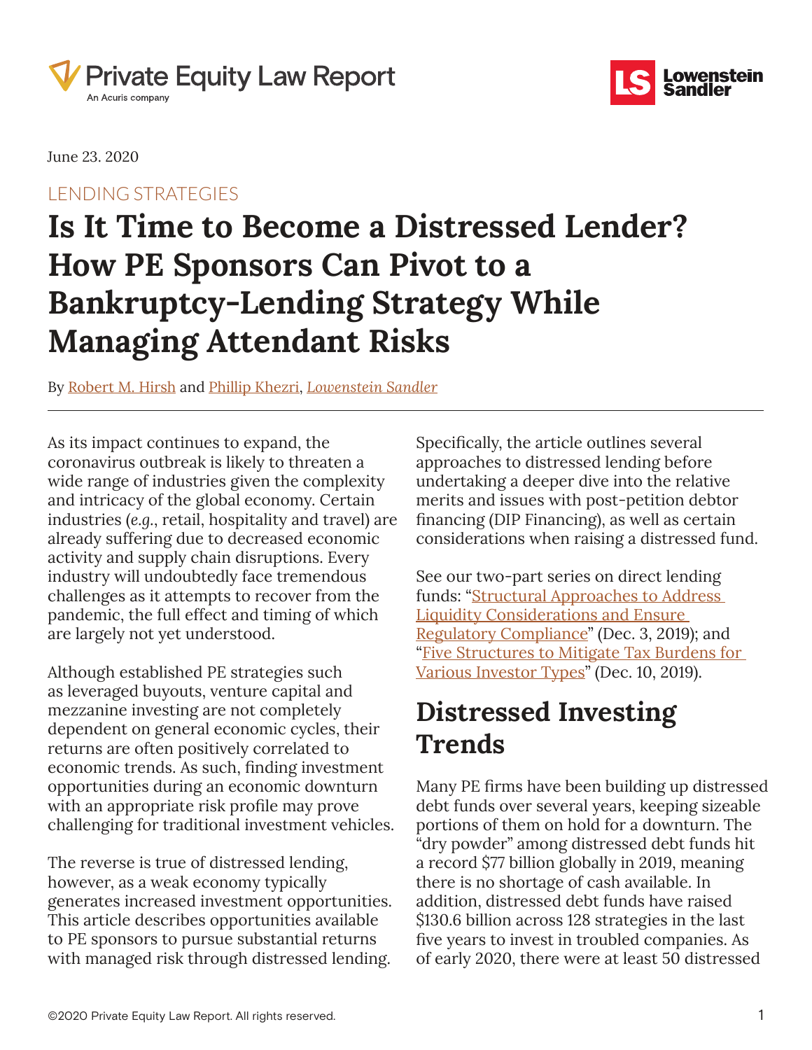Private Equity Law Report
An Acuris company

Lowenstein Sandler

June 23. 2020

LENDING STRATEGIES

# Is It Time to Become a Distressed Lender? How PE Sponsors Can Pivot to a Bankruptcy-Lending Strategy While Managing Attendant Risks

By Robert M. Hirsh and Phillip Khezri, *Lowenstein Sandler*

As its impact continues to expand, the coronavirus outbreak is likely to threaten a wide range of industries given the complexity and intricacy of the global economy. Certain industries (*e.g.*, retail, hospitality and travel) are already suffering due to decreased economic activity and supply chain disruptions. Every industry will undoubtedly face tremendous challenges as it attempts to recover from the pandemic, the full effect and timing of which are largely not yet understood.

Although established PE strategies such as leveraged buyouts, venture capital and mezzanine investing are not completely dependent on general economic cycles, their returns are often positively correlated to economic trends. As such, finding investment opportunities during an economic downturn with an appropriate risk profile may prove challenging for traditional investment vehicles.

The reverse is true of distressed lending, however, as a weak economy typically generates increased investment opportunities. This article describes opportunities available to PE sponsors to pursue substantial returns with managed risk through distressed lending. Specifically, the article outlines several approaches to distressed lending before undertaking a deeper dive into the relative merits and issues with post-petition debtor financing (DIP Financing), as well as certain considerations when raising a distressed fund.

See our two-part series on direct lending funds: "Structural Approaches to Address Liquidity Considerations and Ensure Regulatory Compliance" (Dec. 3, 2019); and "Five Structures to Mitigate Tax Burdens for Various Investor Types" (Dec. 10, 2019).

## Distressed Investing Trends

Many PE firms have been building up distressed debt funds over several years, keeping sizeable portions of them on hold for a downturn. The "dry powder" among distressed debt funds hit a record $77 billion globally in 2019, meaning there is no shortage of cash available. In addition, distressed debt funds have raised $130.6 billion across 128 strategies in the last five years to invest in troubled companies. As of early 2020, there were at least 50 distressed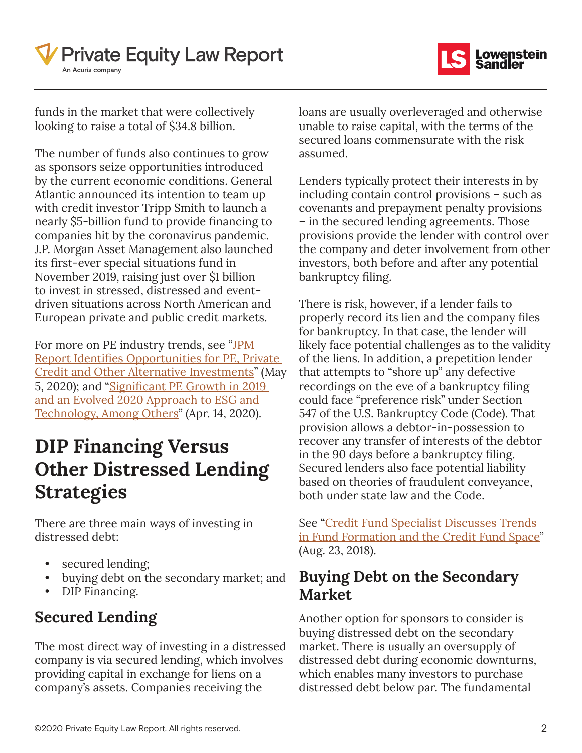funds in the market that were collectively looking to raise a total of $34.8 billion.

The number of funds also continues to grow as sponsors seize opportunities introduced by the current economic conditions. General Atlantic announced its intention to team up with credit investor Tripp Smith to launch a nearly $5-billion fund to provide financing to companies hit by the coronavirus pandemic. J.P. Morgan Asset Management also launched its first-ever special situations fund in November 2019, raising just over $1 billion to invest in stressed, distressed and event-driven situations across North American and European private and public credit markets.

For more on PE industry trends, see "JPM Report Identifies Opportunities for PE, Private Credit and Other Alternative Investments" (May 5, 2020); and "Significant PE Growth in 2019 and an Evolved 2020 Approach to ESG and Technology, Among Others" (Apr. 14, 2020).

# DIP Financing Versus Other Distressed Lending Strategies

There are three main ways of investing in distressed debt:

- secured lending;
- buying debt on the secondary market; and
- DIP Financing.

## Secured Lending

The most direct way of investing in a distressed company is via secured lending, which involves providing capital in exchange for liens on a company's assets. Companies receiving the loans are usually overleveraged and otherwise unable to raise capital, with the terms of the secured loans commensurate with the risk assumed.

Lenders typically protect their interests in by including contain control provisions – such as covenants and prepayment penalty provisions – in the secured lending agreements. Those provisions provide the lender with control over the company and deter involvement from other investors, both before and after any potential bankruptcy filing.

There is risk, however, if a lender fails to properly record its lien and the company files for bankruptcy. In that case, the lender will likely face potential challenges as to the validity of the liens. In addition, a prepetition lender that attempts to "shore up" any defective recordings on the eve of a bankruptcy filing could face "preference risk" under Section 547 of the U.S. Bankruptcy Code (Code). That provision allows a debtor-in-possession to recover any transfer of interests of the debtor in the 90 days before a bankruptcy filing. Secured lenders also face potential liability based on theories of fraudulent conveyance, both under state law and the Code.

See "Credit Fund Specialist Discusses Trends in Fund Formation and the Credit Fund Space" (Aug. 23, 2018).

## Buying Debt on the Secondary Market

Another option for sponsors to consider is buying distressed debt on the secondary market. There is usually an oversupply of distressed debt during economic downturns, which enables many investors to purchase distressed debt below par. The fundamental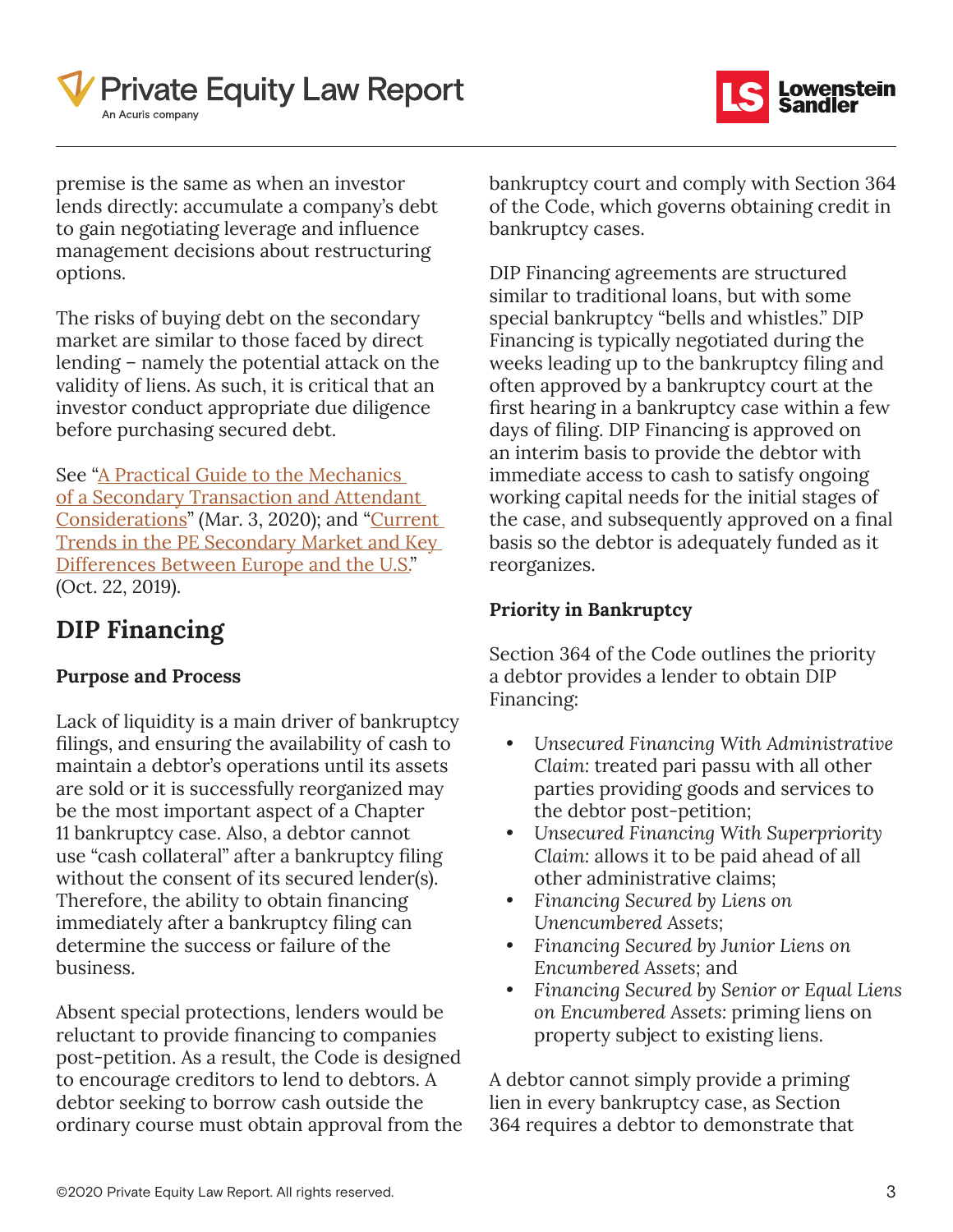premise is the same as when an investor lends directly: accumulate a company's debt to gain negotiating leverage and influence management decisions about restructuring options.

The risks of buying debt on the secondary market are similar to those faced by direct lending – namely the potential attack on the validity of liens. As such, it is critical that an investor conduct appropriate due diligence before purchasing secured debt.

See "A Practical Guide to the Mechanics of a Secondary Transaction and Attendant Considerations" (Mar. 3, 2020); and "Current Trends in the PE Secondary Market and Key Differences Between Europe and the U.S." (Oct. 22, 2019).

## DIP Financing

### Purpose and Process

Lack of liquidity is a main driver of bankruptcy filings, and ensuring the availability of cash to maintain a debtor's operations until its assets are sold or it is successfully reorganized may be the most important aspect of a Chapter 11 bankruptcy case. Also, a debtor cannot use "cash collateral" after a bankruptcy filing without the consent of its secured lender(s). Therefore, the ability to obtain financing immediately after a bankruptcy filing can determine the success or failure of the business.

Absent special protections, lenders would be reluctant to provide financing to companies post-petition. As a result, the Code is designed to encourage creditors to lend to debtors. A debtor seeking to borrow cash outside the ordinary course must obtain approval from the bankruptcy court and comply with Section 364 of the Code, which governs obtaining credit in bankruptcy cases.

DIP Financing agreements are structured similar to traditional loans, but with some special bankruptcy "bells and whistles." DIP Financing is typically negotiated during the weeks leading up to the bankruptcy filing and often approved by a bankruptcy court at the first hearing in a bankruptcy case within a few days of filing. DIP Financing is approved on an interim basis to provide the debtor with immediate access to cash to satisfy ongoing working capital needs for the initial stages of the case, and subsequently approved on a final basis so the debtor is adequately funded as it reorganizes.

### Priority in Bankruptcy

Section 364 of the Code outlines the priority a debtor provides a lender to obtain DIP Financing:

- *Unsecured Financing With Administrative Claim:* treated pari passu with all other parties providing goods and services to the debtor post-petition;
- *Unsecured Financing With Superpriority Claim:* allows it to be paid ahead of all other administrative claims;
- *Financing Secured by Liens on Unencumbered Assets*;
- *Financing Secured by Junior Liens on Encumbered Assets*; and
- *Financing Secured by Senior or Equal Liens on Encumbered Assets*: priming liens on property subject to existing liens.

A debtor cannot simply provide a priming lien in every bankruptcy case, as Section 364 requires a debtor to demonstrate that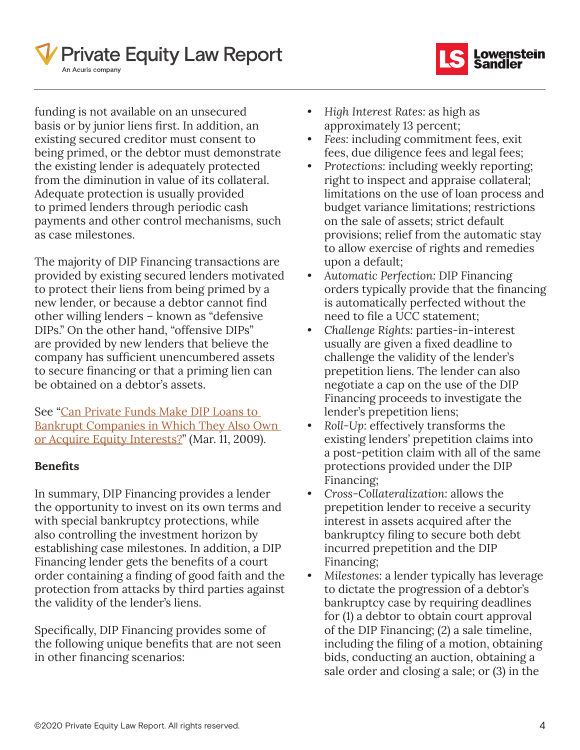funding is not available on an unsecured basis or by junior liens first. In addition, an existing secured creditor must consent to being primed, or the debtor must demonstrate the existing lender is adequately protected from the diminution in value of its collateral. Adequate protection is usually provided to primed lenders through periodic cash payments and other control mechanisms, such as case milestones.

The majority of DIP Financing transactions are provided by existing secured lenders motivated to protect their liens from being primed by a new lender, or because a debtor cannot find other willing lenders – known as "defensive DIPs." On the other hand, "offensive DIPs" are provided by new lenders that believe the company has sufficient unencumbered assets to secure financing or that a priming lien can be obtained on a debtor's assets.

See "Can Private Funds Make DIP Loans to Bankrupt Companies in Which They Also Own or Acquire Equity Interests?" (Mar. 11, 2009).

**Benefits**

In summary, DIP Financing provides a lender the opportunity to invest on its own terms and with special bankruptcy protections, while also controlling the investment horizon by establishing case milestones. In addition, a DIP Financing lender gets the benefits of a court order containing a finding of good faith and the protection from attacks by third parties against the validity of the lender's liens.

Specifically, DIP Financing provides some of the following unique benefits that are not seen in other financing scenarios:

- *High Interest Rates*: as high as approximately 13 percent;
- *Fees*: including commitment fees, exit fees, due diligence fees and legal fees;
- *Protections*: including weekly reporting; right to inspect and appraise collateral; limitations on the use of loan process and budget variance limitations; restrictions on the sale of assets; strict default provisions; relief from the automatic stay to allow exercise of rights and remedies upon a default;
- *Automatic Perfection*: DIP Financing orders typically provide that the financing is automatically perfected without the need to file a UCC statement;
- *Challenge Rights*: parties-in-interest usually are given a fixed deadline to challenge the validity of the lender's prepetition liens. The lender can also negotiate a cap on the use of the DIP Financing proceeds to investigate the lender's prepetition liens;
- *Roll-Up*: effectively transforms the existing lenders' prepetition claims into a post-petition claim with all of the same protections provided under the DIP Financing;
- *Cross-Collateralization*: allows the prepetition lender to receive a security interest in assets acquired after the bankruptcy filing to secure both debt incurred prepetition and the DIP Financing;
- *Milestones*: a lender typically has leverage to dictate the progression of a debtor's bankruptcy case by requiring deadlines for (1) a debtor to obtain court approval of the DIP Financing; (2) a sale timeline, including the filing of a motion, obtaining bids, conducting an auction, obtaining a sale order and closing a sale; or (3) in the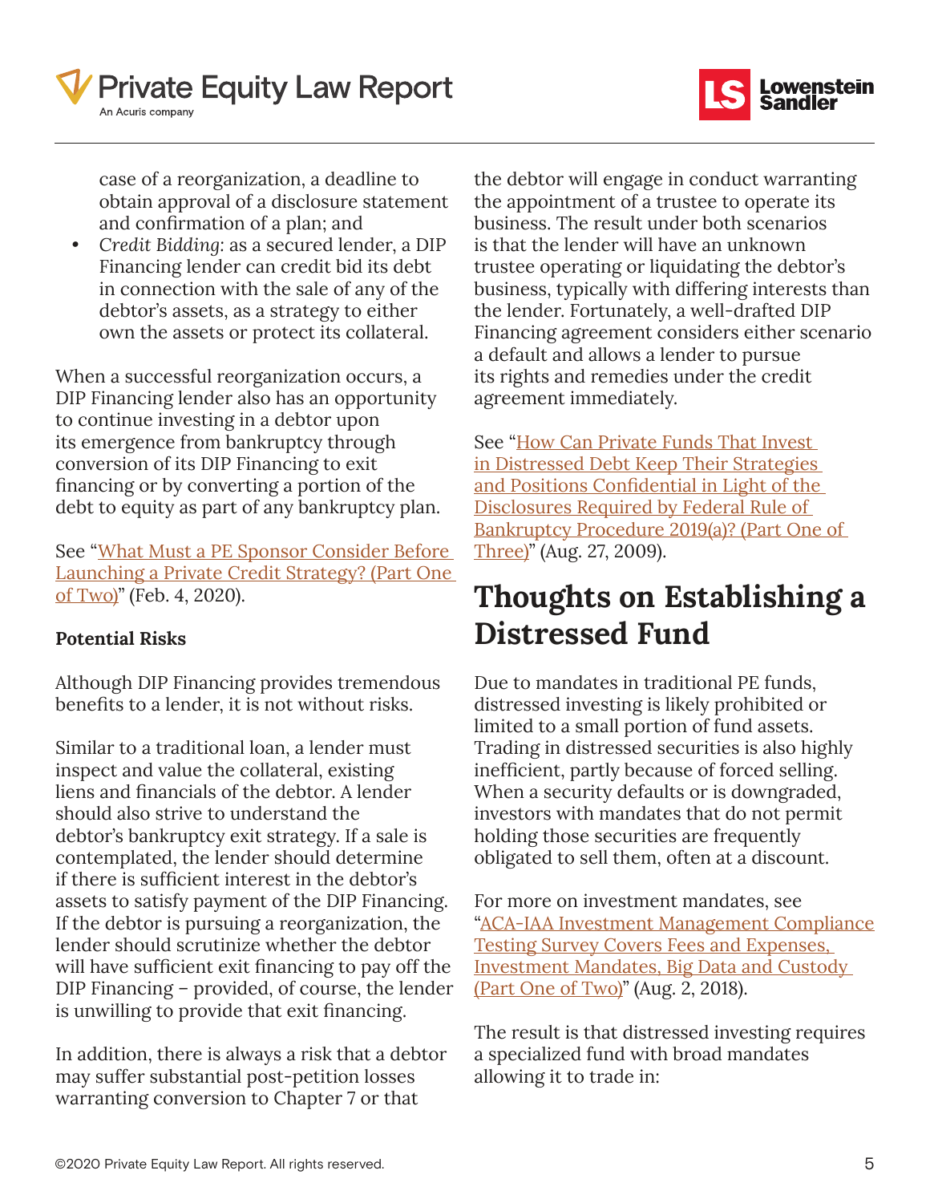case of a reorganization, a deadline to obtain approval of a disclosure statement and confirmation of a plan; and

- *Credit Bidding*: as a secured lender, a DIP Financing lender can credit bid its debt in connection with the sale of any of the debtor's assets, as a strategy to either own the assets or protect its collateral.

When a successful reorganization occurs, a DIP Financing lender also has an opportunity to continue investing in a debtor upon its emergence from bankruptcy through conversion of its DIP Financing to exit financing or by converting a portion of the debt to equity as part of any bankruptcy plan.

See "What Must a PE Sponsor Consider Before Launching a Private Credit Strategy? (Part One of Two)" (Feb. 4, 2020).

**Potential Risks**

Although DIP Financing provides tremendous benefits to a lender, it is not without risks.

Similar to a traditional loan, a lender must inspect and value the collateral, existing liens and financials of the debtor. A lender should also strive to understand the debtor's bankruptcy exit strategy. If a sale is contemplated, the lender should determine if there is sufficient interest in the debtor's assets to satisfy payment of the DIP Financing. If the debtor is pursuing a reorganization, the lender should scrutinize whether the debtor will have sufficient exit financing to pay off the DIP Financing – provided, of course, the lender is unwilling to provide that exit financing.

In addition, there is always a risk that a debtor may suffer substantial post-petition losses warranting conversion to Chapter 7 or that the debtor will engage in conduct warranting the appointment of a trustee to operate its business. The result under both scenarios is that the lender will have an unknown trustee operating or liquidating the debtor's business, typically with differing interests than the lender. Fortunately, a well-drafted DIP Financing agreement considers either scenario a default and allows a lender to pursue its rights and remedies under the credit agreement immediately.

See "How Can Private Funds That Invest in Distressed Debt Keep Their Strategies and Positions Confidential in Light of the Disclosures Required by Federal Rule of Bankruptcy Procedure 2019(a)? (Part One of Three)" (Aug. 27, 2009).

## Thoughts on Establishing a Distressed Fund

Due to mandates in traditional PE funds, distressed investing is likely prohibited or limited to a small portion of fund assets. Trading in distressed securities is also highly inefficient, partly because of forced selling. When a security defaults or is downgraded, investors with mandates that do not permit holding those securities are frequently obligated to sell them, often at a discount.

For more on investment mandates, see "ACA-IAA Investment Management Compliance Testing Survey Covers Fees and Expenses, Investment Mandates, Big Data and Custody (Part One of Two)" (Aug. 2, 2018).

The result is that distressed investing requires a specialized fund with broad mandates allowing it to trade in: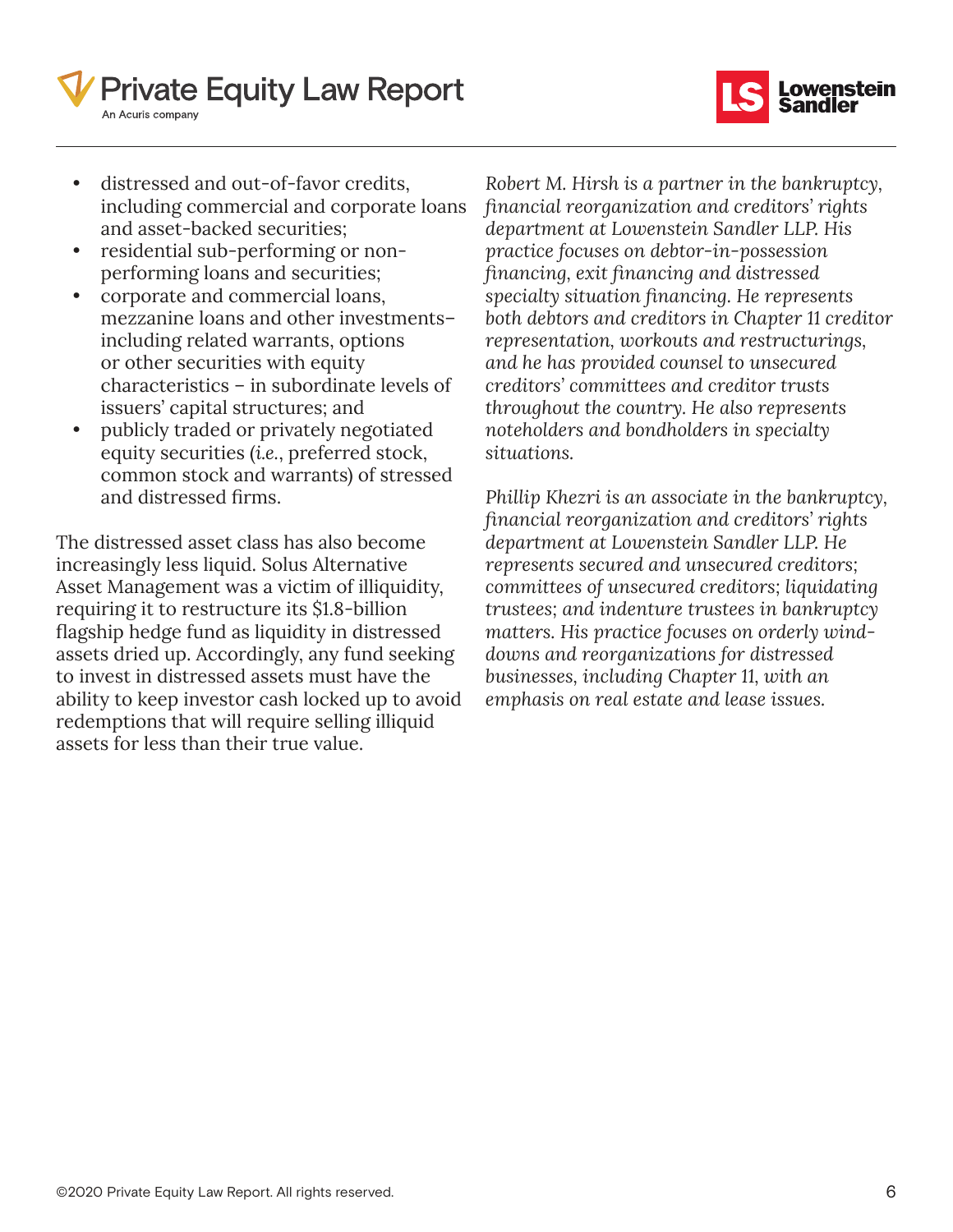- distressed and out-of-favor credits, including commercial and corporate loans and asset-backed securities;
- residential sub-performing or non-performing loans and securities;
- corporate and commercial loans, mezzanine loans and other investments– including related warrants, options or other securities with equity characteristics – in subordinate levels of issuers' capital structures; and
- publicly traded or privately negotiated equity securities (*i.e.*, preferred stock, common stock and warrants) of stressed and distressed firms.

The distressed asset class has also become increasingly less liquid. Solus Alternative Asset Management was a victim of illiquidity, requiring it to restructure its $1.8-billion flagship hedge fund as liquidity in distressed assets dried up. Accordingly, any fund seeking to invest in distressed assets must have the ability to keep investor cash locked up to avoid redemptions that will require selling illiquid assets for less than their true value.

*Robert M. Hirsh is a partner in the bankruptcy, financial reorganization and creditors' rights department at Lowenstein Sandler LLP. His practice focuses on debtor-in-possession financing, exit financing and distressed specialty situation financing. He represents both debtors and creditors in Chapter 11 creditor representation, workouts and restructurings, and he has provided counsel to unsecured creditors' committees and creditor trusts throughout the country. He also represents noteholders and bondholders in specialty situations.*

*Phillip Khezri is an associate in the bankruptcy, financial reorganization and creditors' rights department at Lowenstein Sandler LLP. He represents secured and unsecured creditors; committees of unsecured creditors; liquidating trustees; and indenture trustees in bankruptcy matters. His practice focuses on orderly wind-downs and reorganizations for distressed businesses, including Chapter 11, with an emphasis on real estate and lease issues.*